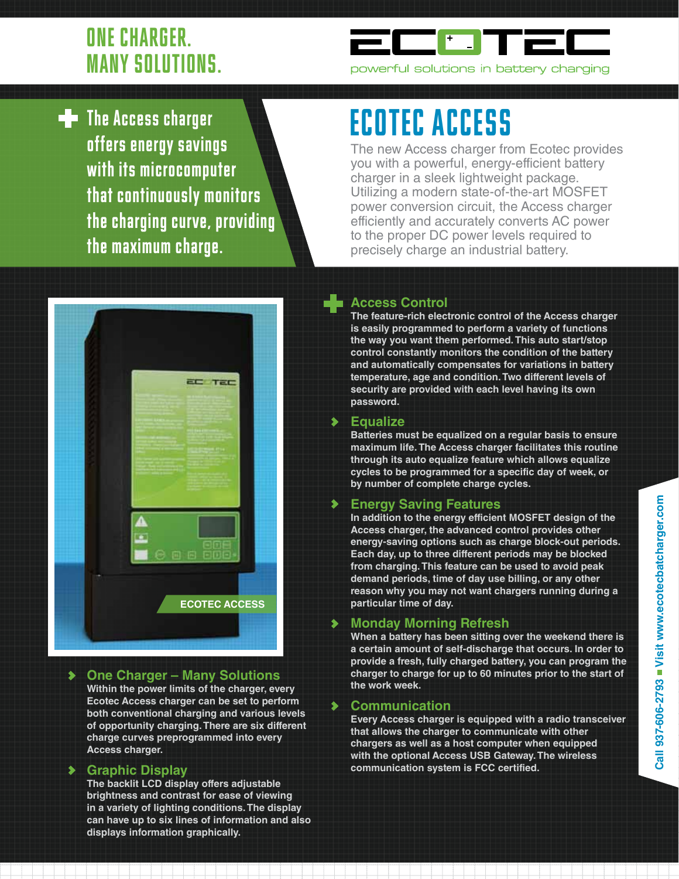ONE CHARGER. MANY SOLUTIONS.

ECOTEC

powerful solutions in battery charging

The Access charger offers energy savings with its microcomputer that continuously monitors the charging curve, providing the maximum charge.

# ECOTEC ACCESS

The new Access charger from Ecotec provides you with a powerful, energy-efficient battery charger in a sleek lightweight package. Utilizing a modern state-of-the-art MOSFET power conversion circuit, the Access charger efficiently and accurately converts AC power to the proper DC power levels required to precisely charge an industrial battery.

ECOTEC ACCESS

## One Charger – Many Solutions

Within the power limits of the charger, every Ecotec Access charger can be set to perform both conventional charging and various levels of opportunity charging. There are six different charge curves preprogrammed into every Access charger.

## Graphic Display

The backlit LCD display offers adjustable brightness and contrast for ease of viewing in a variety of lighting conditions. The display can have up to six lines of information and also displays information graphically.

## Access Control

The feature-rich electronic control of the Access charger is easily programmed to perform a variety of functions the way you want them performed. This auto start/stop control constantly monitors the condition of the battery and automatically compensates for variations in battery temperature, age and condition. Two different levels of security are provided with each level having its own password.

## Equalize

Batteries must be equalized on a regular basis to ensure maximum life. The Access charger facilitates this routine through its auto equalize feature which allows equalize cycles to be programmed for a specific day of week, or by number of complete charge cycles.

## Energy Saving Features

In addition to the energy efficient MOSFET design of the Access charger, the advanced control provides other energy-saving options such as charge block-out periods. Each day, up to three different periods may be blocked from charging. This feature can be used to avoid peak demand periods, time of day use billing, or any other reason why you may not want chargers running during a particular time of day.

## Monday Morning Refresh

When a battery has been sitting over the weekend there is a certain amount of self-discharge that occurs. In order to provide a fresh, fully charged battery, you can program the charger to charge for up to 60 minutes prior to the start of the work week.

## Communication

Every Access charger is equipped with a radio transceiver that allows the charger to communicate with other chargers as well as a host computer when equipped with the optional Access USB Gateway. The wireless communication system is FCC certified.

Call 937-606-2793 ■ Visit www.ecotecbatcharger.com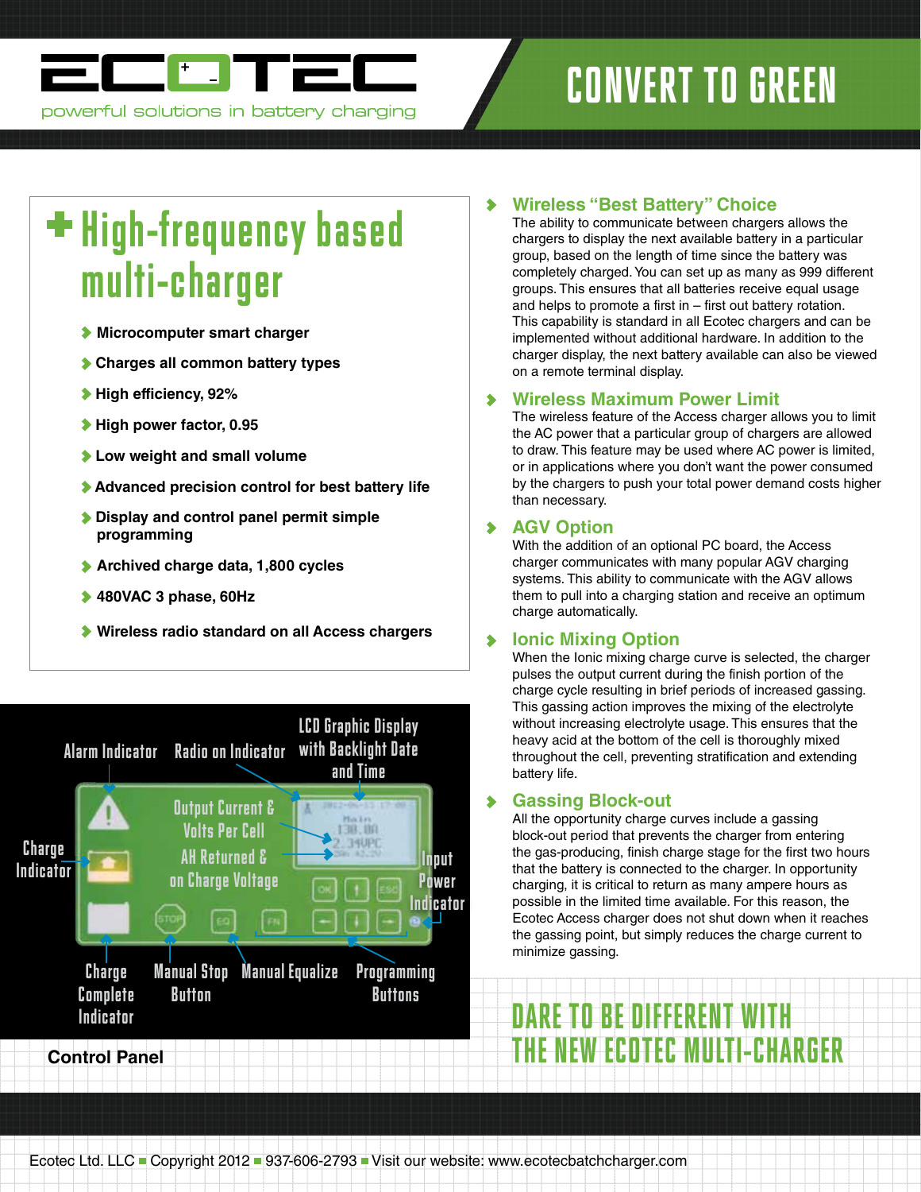ECOTEC

powerful solutions in battery charging

# CONVERT TO GREEN

## High-frequency based multi-charger

- Microcomputer smart charger
- Charges all common battery types
- High efficiency, 92%
- High power factor, 0.95
- Low weight and small volume
- Advanced precision control for best battery life
- Display and control panel permit simple programming
- Archived charge data, 1,800 cycles
- 480VAC 3 phase, 60Hz
- Wireless radio standard on all Access chargers

Alarm Indicator

Radio on Indicator

LCD Graphic Display with Backlight Date and Time

Output Current & Volts Per Cell

AH Returned & on Charge Voltage

Charge Indicator

Input Power Indicator

Charge Complete Indicator

Manual Stop Button

Manual Equalize

Programming Buttons

**Control Panel**

### Wireless "Best Battery" Choice

The ability to communicate between chargers allows the chargers to display the next available battery in a particular group, based on the length of time since the battery was completely charged. You can set up as many as 999 different groups. This ensures that all batteries receive equal usage and helps to promote a first in – first out battery rotation. This capability is standard in all Ecotec chargers and can be implemented without additional hardware. In addition to the charger display, the next battery available can also be viewed on a remote terminal display.

### Wireless Maximum Power Limit

The wireless feature of the Access charger allows you to limit the AC power that a particular group of chargers are allowed to draw. This feature may be used where AC power is limited, or in applications where you don't want the power consumed by the chargers to push your total power demand costs higher than necessary.

### AGV Option

With the addition of an optional PC board, the Access charger communicates with many popular AGV charging systems. This ability to communicate with the AGV allows them to pull into a charging station and receive an optimum charge automatically.

### Ionic Mixing Option

When the Ionic mixing charge curve is selected, the charger pulses the output current during the finish portion of the charge cycle resulting in brief periods of increased gassing. This gassing action improves the mixing of the electrolyte without increasing electrolyte usage. This ensures that the heavy acid at the bottom of the cell is thoroughly mixed throughout the cell, preventing stratification and extending battery life.

### Gassing Block-out

All the opportunity charge curves include a gassing block-out period that prevents the charger from entering the gas-producing, finish charge stage for the first two hours that the battery is connected to the charger. In opportunity charging, it is critical to return as many ampere hours as possible in the limited time available. For this reason, the Ecotec Access charger does not shut down when it reaches the gassing point, but simply reduces the charge current to minimize gassing.

## DARE TO BE DIFFERENT WITH THE NEW ECOTEC MULTI-CHARGER

Ecotec Ltd. LLC ■ Copyright 2012 ■ 937-606-2793 ■ Visit our website: www.ecotecbatchcharger.com